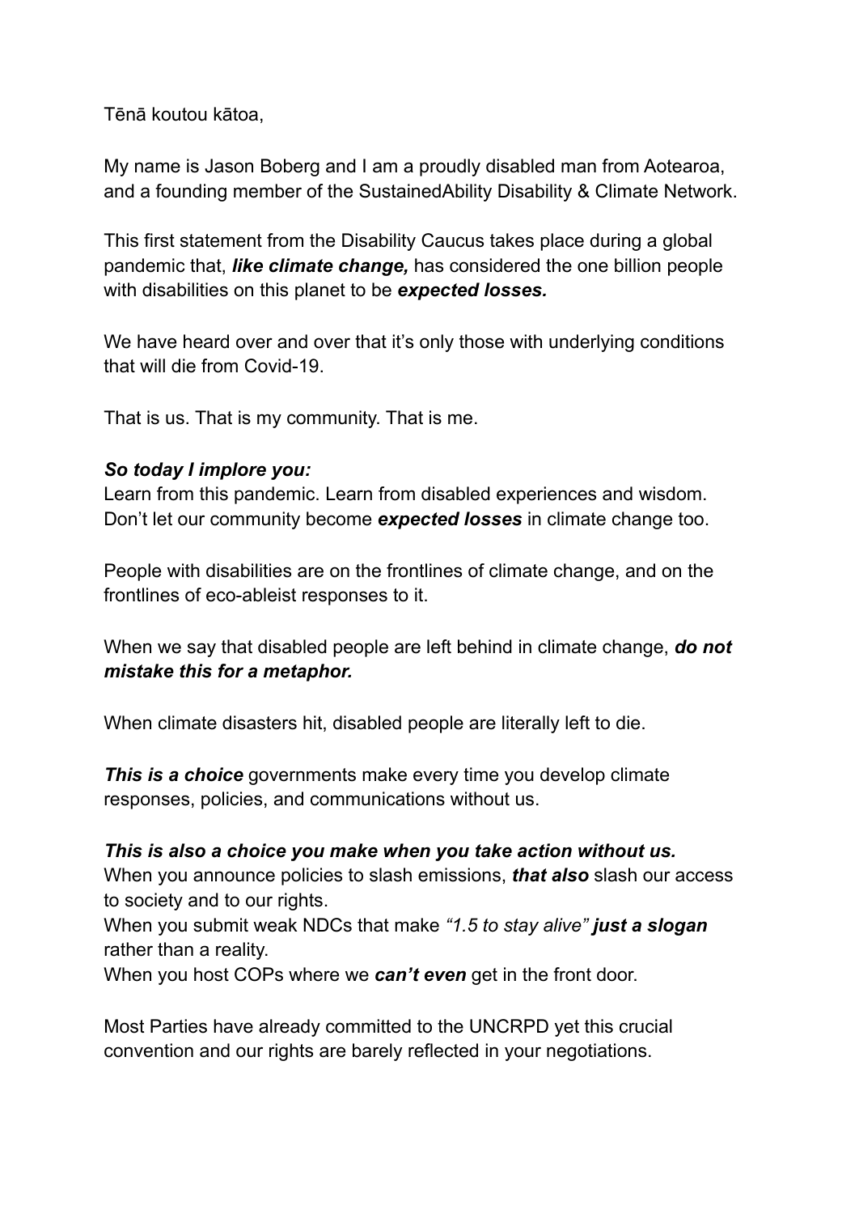Tēnā koutou kātoa,

My name is Jason Boberg and I am a proudly disabled man from Aotearoa, and a founding member of the SustainedAbility Disability & Climate Network.

This first statement from the Disability Caucus takes place during a global pandemic that, ***like climate change,*** has considered the one billion people with disabilities on this planet to be ***expected losses.***

We have heard over and over that it's only those with underlying conditions that will die from Covid-19.

That is us. That is my community. That is me.

***So today I implore you:***
Learn from this pandemic. Learn from disabled experiences and wisdom. Don't let our community become ***expected losses*** in climate change too.

People with disabilities are on the frontlines of climate change, and on the frontlines of eco-ableist responses to it.

When we say that disabled people are left behind in climate change, ***do not mistake this for a metaphor.***

When climate disasters hit, disabled people are literally left to die.

***This is a choice*** governments make every time you develop climate responses, policies, and communications without us.

***This is also a choice you make when you take action without us.***
When you announce policies to slash emissions, ***that also*** slash our access to society and to our rights.
When you submit weak NDCs that make *"1.5 to stay alive"* ***just a slogan*** rather than a reality.
When you host COPs where we ***can't even*** get in the front door.

Most Parties have already committed to the UNCRPD yet this crucial convention and our rights are barely reflected in your negotiations.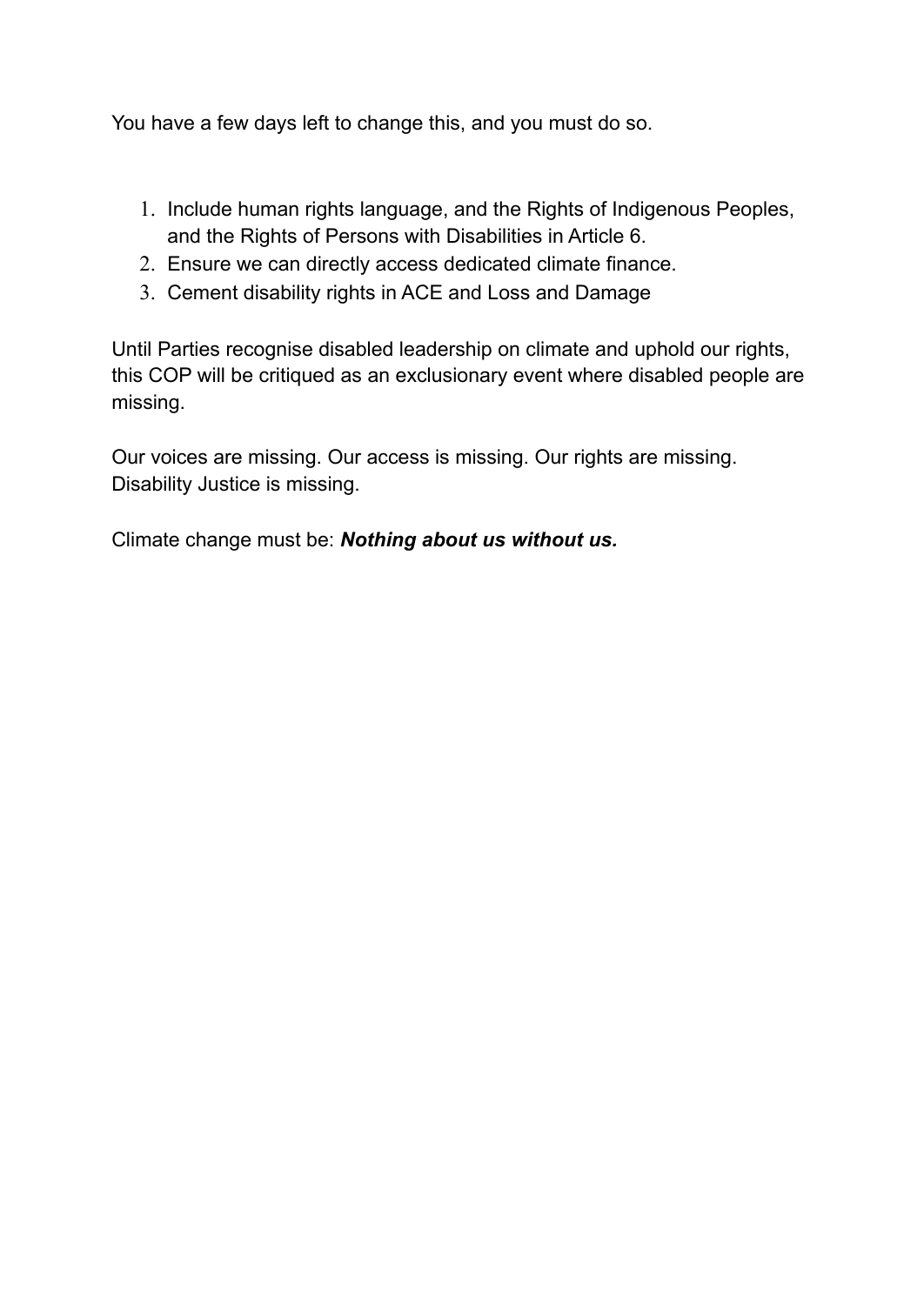You have a few days left to change this, and you must do so.

1. Include human rights language, and the Rights of Indigenous Peoples, and the Rights of Persons with Disabilities in Article 6.
2. Ensure we can directly access dedicated climate finance.
3. Cement disability rights in ACE and Loss and Damage

Until Parties recognise disabled leadership on climate and uphold our rights, this COP will be critiqued as an exclusionary event where disabled people are missing.

Our voices are missing. Our access is missing. Our rights are missing. Disability Justice is missing.

Climate change must be: ***Nothing about us without us.***